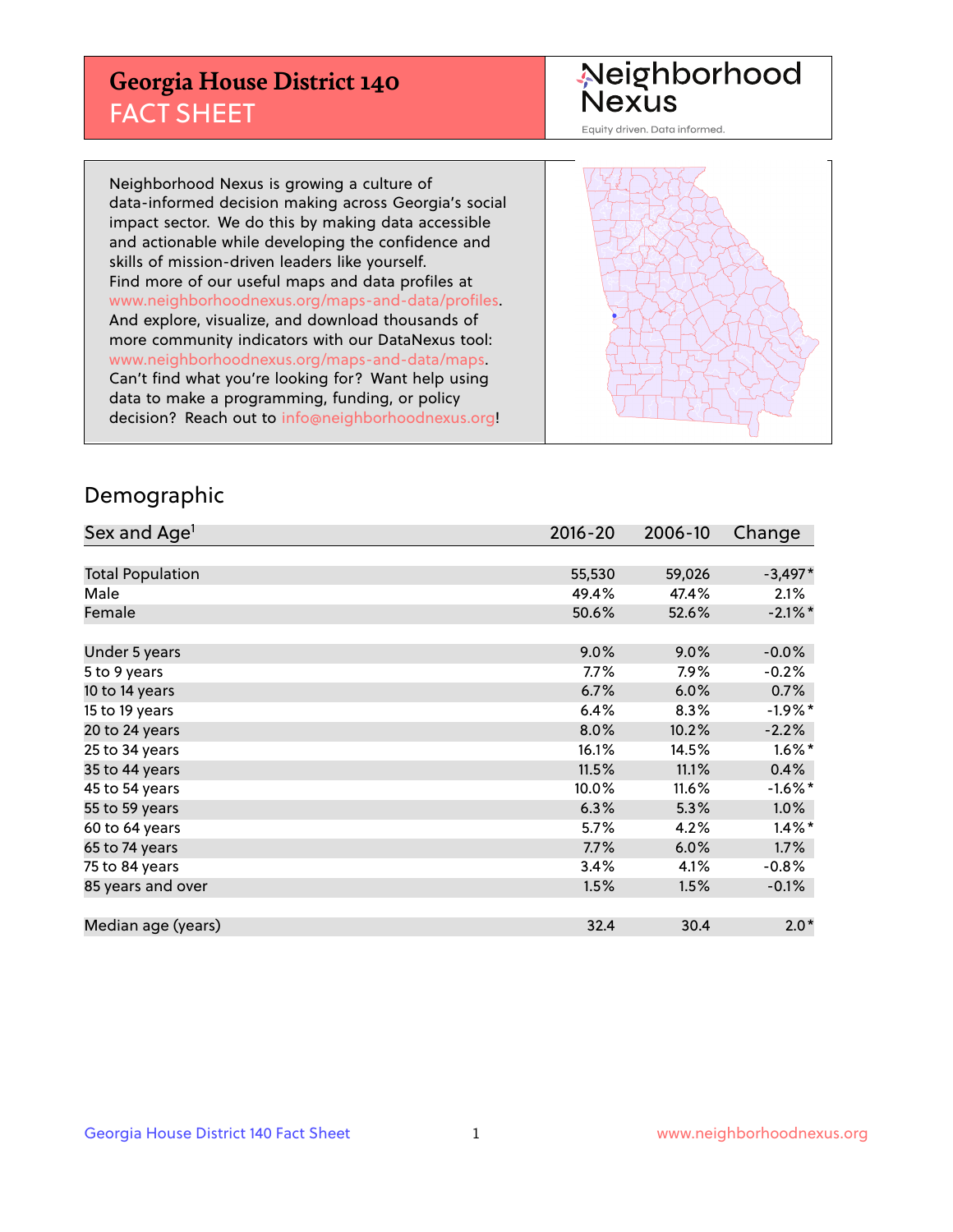# Georgia House District 140
## FACT SHEET

Neighborhood Nexus

Equity driven. Data informed.

Neighborhood Nexus is growing a culture of data-informed decision making across Georgia's social impact sector. We do this by making data accessible and actionable while developing the confidence and skills of mission-driven leaders like yourself. Find more of our useful maps and data profiles at www.neighborhoodnexus.org/maps-and-data/profiles. And explore, visualize, and download thousands of more community indicators with our DataNexus tool: www.neighborhoodnexus.org/maps-and-data/maps. Can't find what you're looking for? Want help using data to make a programming, funding, or policy decision? Reach out to info@neighborhoodnexus.org!

## Demographic

| Sex and Age[1] | 2016-20 | 2006-10 | Change |
|---|---|---|---|
| Total Population | 55,530 | 59,026 | -3,497* |
| Male | 49.4% | 47.4% | 2.1% |
| Female | 50.6% | 52.6% | -2.1%* |
| Under 5 years | 9.0% | 9.0% | -0.0% |
| 5 to 9 years | 7.7% | 7.9% | -0.2% |
| 10 to 14 years | 6.7% | 6.0% | 0.7% |
| 15 to 19 years | 6.4% | 8.3% | -1.9%* |
| 20 to 24 years | 8.0% | 10.2% | -2.2% |
| 25 to 34 years | 16.1% | 14.5% | 1.6%* |
| 35 to 44 years | 11.5% | 11.1% | 0.4% |
| 45 to 54 years | 10.0% | 11.6% | -1.6%* |
| 55 to 59 years | 6.3% | 5.3% | 1.0% |
| 60 to 64 years | 5.7% | 4.2% | 1.4%* |
| 65 to 74 years | 7.7% | 6.0% | 1.7% |
| 75 to 84 years | 3.4% | 4.1% | -0.8% |
| 85 years and over | 1.5% | 1.5% | -0.1% |
| Median age (years) | 32.4 | 30.4 | 2.0* |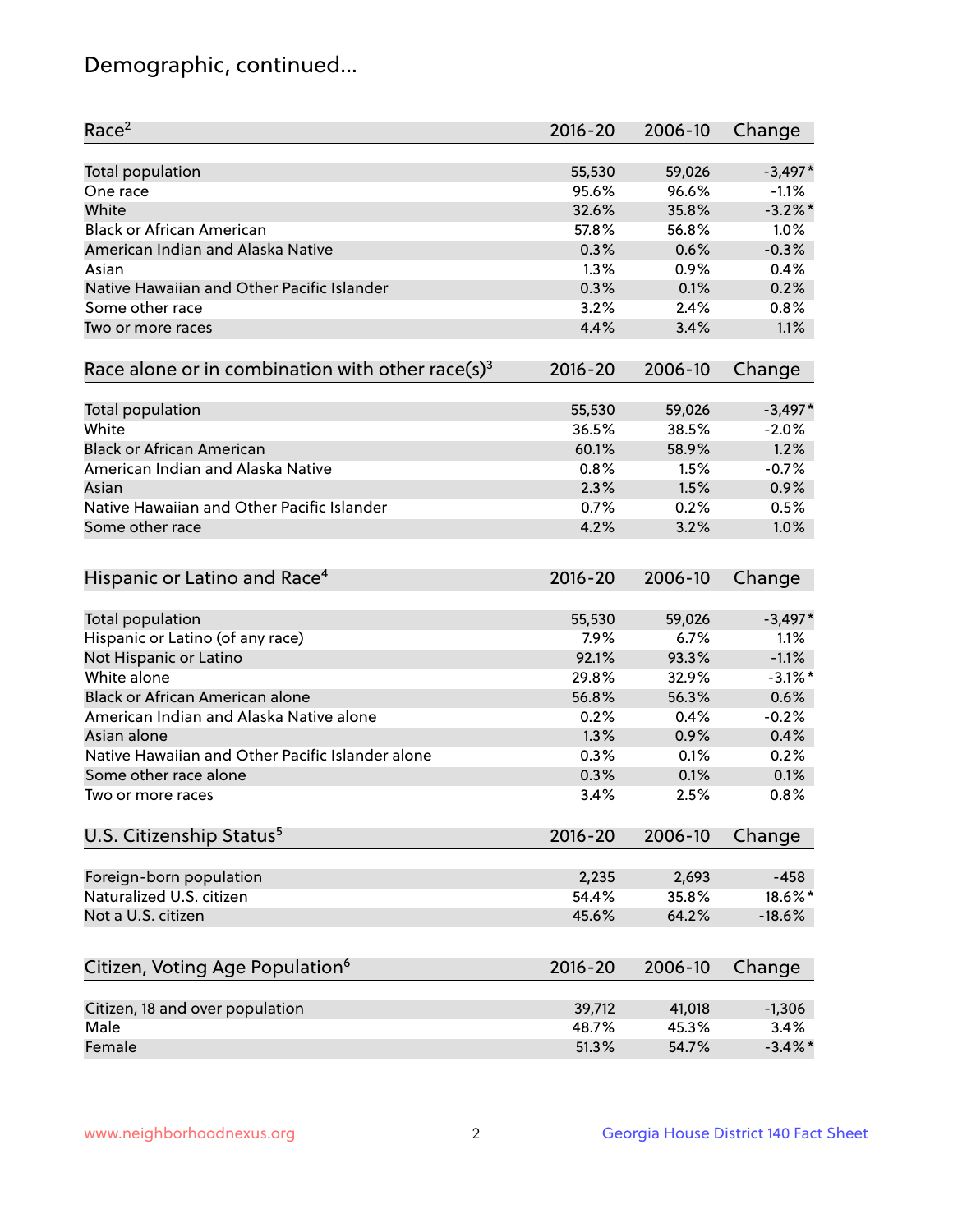## Demographic, continued...

| Race[2] | 2016-20 | 2006-10 | Change |
|---|---|---|---|
| Total population | 55,530 | 59,026 | -3,497* |
| One race | 95.6% | 96.6% | -1.1% |
| White | 32.6% | 35.8% | -3.2%* |
| Black or African American | 57.8% | 56.8% | 1.0% |
| American Indian and Alaska Native | 0.3% | 0.6% | -0.3% |
| Asian | 1.3% | 0.9% | 0.4% |
| Native Hawaiian and Other Pacific Islander | 0.3% | 0.1% | 0.2% |
| Some other race | 3.2% | 2.4% | 0.8% |
| Two or more races | 4.4% | 3.4% | 1.1% |

| Race alone or in combination with other race(s)[3] | 2016-20 | 2006-10 | Change |
|---|---|---|---|
| Total population | 55,530 | 59,026 | -3,497* |
| White | 36.5% | 38.5% | -2.0% |
| Black or African American | 60.1% | 58.9% | 1.2% |
| American Indian and Alaska Native | 0.8% | 1.5% | -0.7% |
| Asian | 2.3% | 1.5% | 0.9% |
| Native Hawaiian and Other Pacific Islander | 0.7% | 0.2% | 0.5% |
| Some other race | 4.2% | 3.2% | 1.0% |

| Hispanic or Latino and Race[4] | 2016-20 | 2006-10 | Change |
|---|---|---|---|
| Total population | 55,530 | 59,026 | -3,497* |
| Hispanic or Latino (of any race) | 7.9% | 6.7% | 1.1% |
| Not Hispanic or Latino | 92.1% | 93.3% | -1.1% |
| White alone | 29.8% | 32.9% | -3.1%* |
| Black or African American alone | 56.8% | 56.3% | 0.6% |
| American Indian and Alaska Native alone | 0.2% | 0.4% | -0.2% |
| Asian alone | 1.3% | 0.9% | 0.4% |
| Native Hawaiian and Other Pacific Islander alone | 0.3% | 0.1% | 0.2% |
| Some other race alone | 0.3% | 0.1% | 0.1% |
| Two or more races | 3.4% | 2.5% | 0.8% |

| U.S. Citizenship Status[5] | 2016-20 | 2006-10 | Change |
|---|---|---|---|
| Foreign-born population | 2,235 | 2,693 | -458 |
| Naturalized U.S. citizen | 54.4% | 35.8% | 18.6%* |
| Not a U.S. citizen | 45.6% | 64.2% | -18.6% |

| Citizen, Voting Age Population[6] | 2016-20 | 2006-10 | Change |
|---|---|---|---|
| Citizen, 18 and over population | 39,712 | 41,018 | -1,306 |
| Male | 48.7% | 45.3% | 3.4% |
| Female | 51.3% | 54.7% | -3.4%* |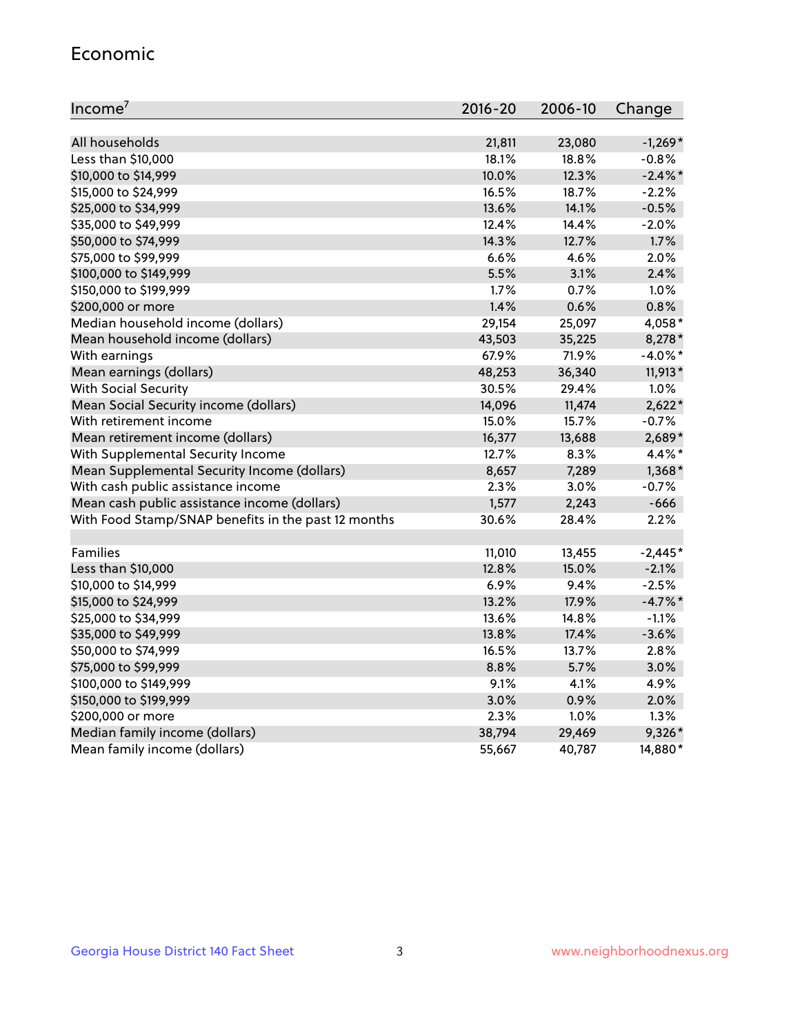## Economic

| Income[7] | 2016-20 | 2006-10 | Change |
|---|---|---|---|
| All households | 21,811 | 23,080 | -1,269* |
| Less than $10,000 | 18.1% | 18.8% | -0.8% |
| $10,000 to $14,999 | 10.0% | 12.3% | -2.4%* |
| $15,000 to $24,999 | 16.5% | 18.7% | -2.2% |
| $25,000 to $34,999 | 13.6% | 14.1% | -0.5% |
| $35,000 to $49,999 | 12.4% | 14.4% | -2.0% |
| $50,000 to $74,999 | 14.3% | 12.7% | 1.7% |
| $75,000 to $99,999 | 6.6% | 4.6% | 2.0% |
| $100,000 to $149,999 | 5.5% | 3.1% | 2.4% |
| $150,000 to $199,999 | 1.7% | 0.7% | 1.0% |
| $200,000 or more | 1.4% | 0.6% | 0.8% |
| Median household income (dollars) | 29,154 | 25,097 | 4,058* |
| Mean household income (dollars) | 43,503 | 35,225 | 8,278* |
| With earnings | 67.9% | 71.9% | -4.0%* |
| Mean earnings (dollars) | 48,253 | 36,340 | 11,913* |
| With Social Security | 30.5% | 29.4% | 1.0% |
| Mean Social Security income (dollars) | 14,096 | 11,474 | 2,622* |
| With retirement income | 15.0% | 15.7% | -0.7% |
| Mean retirement income (dollars) | 16,377 | 13,688 | 2,689* |
| With Supplemental Security Income | 12.7% | 8.3% | 4.4%* |
| Mean Supplemental Security Income (dollars) | 8,657 | 7,289 | 1,368* |
| With cash public assistance income | 2.3% | 3.0% | -0.7% |
| Mean cash public assistance income (dollars) | 1,577 | 2,243 | -666 |
| With Food Stamp/SNAP benefits in the past 12 months | 30.6% | 28.4% | 2.2% |
| | | | |
| Families | 11,010 | 13,455 | -2,445* |
| Less than $10,000 | 12.8% | 15.0% | -2.1% |
| $10,000 to $14,999 | 6.9% | 9.4% | -2.5% |
| $15,000 to $24,999 | 13.2% | 17.9% | -4.7%* |
| $25,000 to $34,999 | 13.6% | 14.8% | -1.1% |
| $35,000 to $49,999 | 13.8% | 17.4% | -3.6% |
| $50,000 to $74,999 | 16.5% | 13.7% | 2.8% |
| $75,000 to $99,999 | 8.8% | 5.7% | 3.0% |
| $100,000 to $149,999 | 9.1% | 4.1% | 4.9% |
| $150,000 to $199,999 | 3.0% | 0.9% | 2.0% |
| $200,000 or more | 2.3% | 1.0% | 1.3% |
| Median family income (dollars) | 38,794 | 29,469 | 9,326* |
| Mean family income (dollars) | 55,667 | 40,787 | 14,880* |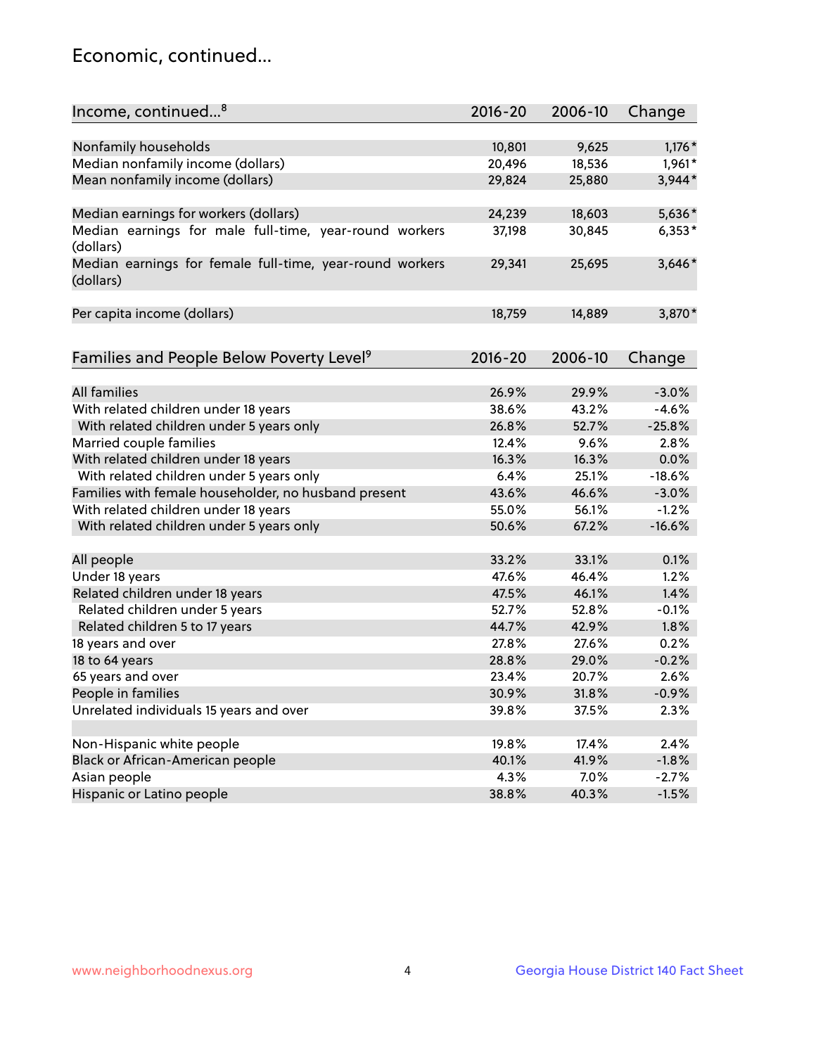## Economic, continued...

| Income, continued...[8] | 2016-20 | 2006-10 | Change |
|---|---|---|---|
| Nonfamily households | 10,801 | 9,625 | 1,176* |
| Median nonfamily income (dollars) | 20,496 | 18,536 | 1,961* |
| Mean nonfamily income (dollars) | 29,824 | 25,880 | 3,944* |
| Median earnings for workers (dollars) | 24,239 | 18,603 | 5,636* |
| Median earnings for male full-time, year-round workers (dollars) | 37,198 | 30,845 | 6,353* |
| Median earnings for female full-time, year-round workers (dollars) | 29,341 | 25,695 | 3,646* |
| Per capita income (dollars) | 18,759 | 14,889 | 3,870* |

| Families and People Below Poverty Level[9] | 2016-20 | 2006-10 | Change |
|---|---|---|---|
| All families | 26.9% | 29.9% | -3.0% |
| With related children under 18 years | 38.6% | 43.2% | -4.6% |
| With related children under 5 years only | 26.8% | 52.7% | -25.8% |
| Married couple families | 12.4% | 9.6% | 2.8% |
| With related children under 18 years | 16.3% | 16.3% | 0.0% |
| With related children under 5 years only | 6.4% | 25.1% | -18.6% |
| Families with female householder, no husband present | 43.6% | 46.6% | -3.0% |
| With related children under 18 years | 55.0% | 56.1% | -1.2% |
| With related children under 5 years only | 50.6% | 67.2% | -16.6% |
| All people | 33.2% | 33.1% | 0.1% |
| Under 18 years | 47.6% | 46.4% | 1.2% |
| Related children under 18 years | 47.5% | 46.1% | 1.4% |
| Related children under 5 years | 52.7% | 52.8% | -0.1% |
| Related children 5 to 17 years | 44.7% | 42.9% | 1.8% |
| 18 years and over | 27.8% | 27.6% | 0.2% |
| 18 to 64 years | 28.8% | 29.0% | -0.2% |
| 65 years and over | 23.4% | 20.7% | 2.6% |
| People in families | 30.9% | 31.8% | -0.9% |
| Unrelated individuals 15 years and over | 39.8% | 37.5% | 2.3% |
| Non-Hispanic white people | 19.8% | 17.4% | 2.4% |
| Black or African-American people | 40.1% | 41.9% | -1.8% |
| Asian people | 4.3% | 7.0% | -2.7% |
| Hispanic or Latino people | 38.8% | 40.3% | -1.5% |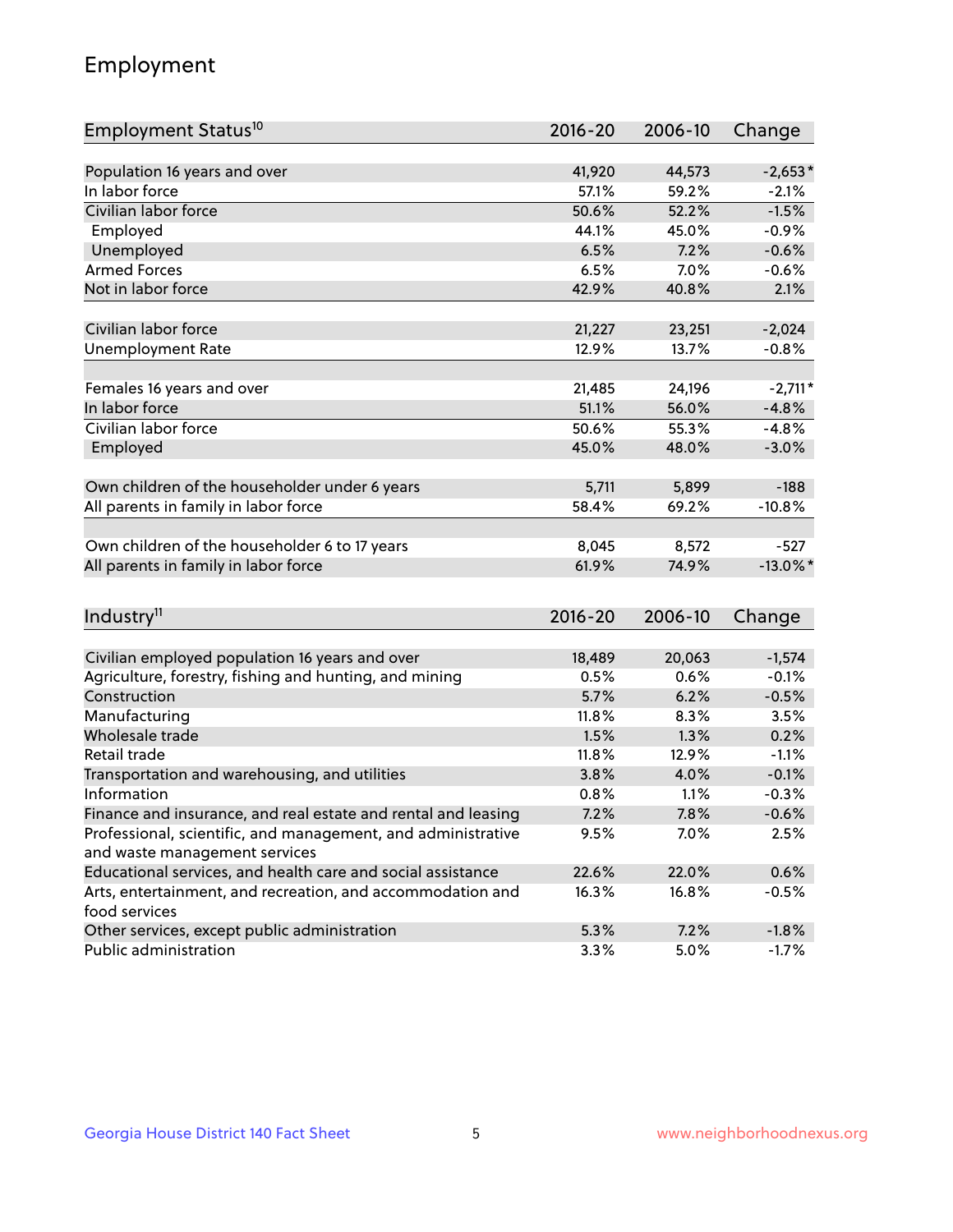# Employment

| Employment Status[10] | 2016-20 | 2006-10 | Change |
|---|---|---|---|
| Population 16 years and over | 41,920 | 44,573 | -2,653* |
| In labor force | 57.1% | 59.2% | -2.1% |
| Civilian labor force | 50.6% | 52.2% | -1.5% |
| Employed | 44.1% | 45.0% | -0.9% |
| Unemployed | 6.5% | 7.2% | -0.6% |
| Armed Forces | 6.5% | 7.0% | -0.6% |
| Not in labor force | 42.9% | 40.8% | 2.1% |
| | | | |
| Civilian labor force | 21,227 | 23,251 | -2,024 |
| Unemployment Rate | 12.9% | 13.7% | -0.8% |
| | | | |
| Females 16 years and over | 21,485 | 24,196 | -2,711* |
| In labor force | 51.1% | 56.0% | -4.8% |
| Civilian labor force | 50.6% | 55.3% | -4.8% |
| Employed | 45.0% | 48.0% | -3.0% |
| | | | |
| Own children of the householder under 6 years | 5,711 | 5,899 | -188 |
| All parents in family in labor force | 58.4% | 69.2% | -10.8% |
| | | | |
| Own children of the householder 6 to 17 years | 8,045 | 8,572 | -527 |
| All parents in family in labor force | 61.9% | 74.9% | -13.0%* |

| Industry[11] | 2016-20 | 2006-10 | Change |
|---|---|---|---|
| Civilian employed population 16 years and over | 18,489 | 20,063 | -1,574 |
| Agriculture, forestry, fishing and hunting, and mining | 0.5% | 0.6% | -0.1% |
| Construction | 5.7% | 6.2% | -0.5% |
| Manufacturing | 11.8% | 8.3% | 3.5% |
| Wholesale trade | 1.5% | 1.3% | 0.2% |
| Retail trade | 11.8% | 12.9% | -1.1% |
| Transportation and warehousing, and utilities | 3.8% | 4.0% | -0.1% |
| Information | 0.8% | 1.1% | -0.3% |
| Finance and insurance, and real estate and rental and leasing | 7.2% | 7.8% | -0.6% |
| Professional, scientific, and management, and administrative and waste management services | 9.5% | 7.0% | 2.5% |
| Educational services, and health care and social assistance | 22.6% | 22.0% | 0.6% |
| Arts, entertainment, and recreation, and accommodation and food services | 16.3% | 16.8% | -0.5% |
| Other services, except public administration | 5.3% | 7.2% | -1.8% |
| Public administration | 3.3% | 5.0% | -1.7% |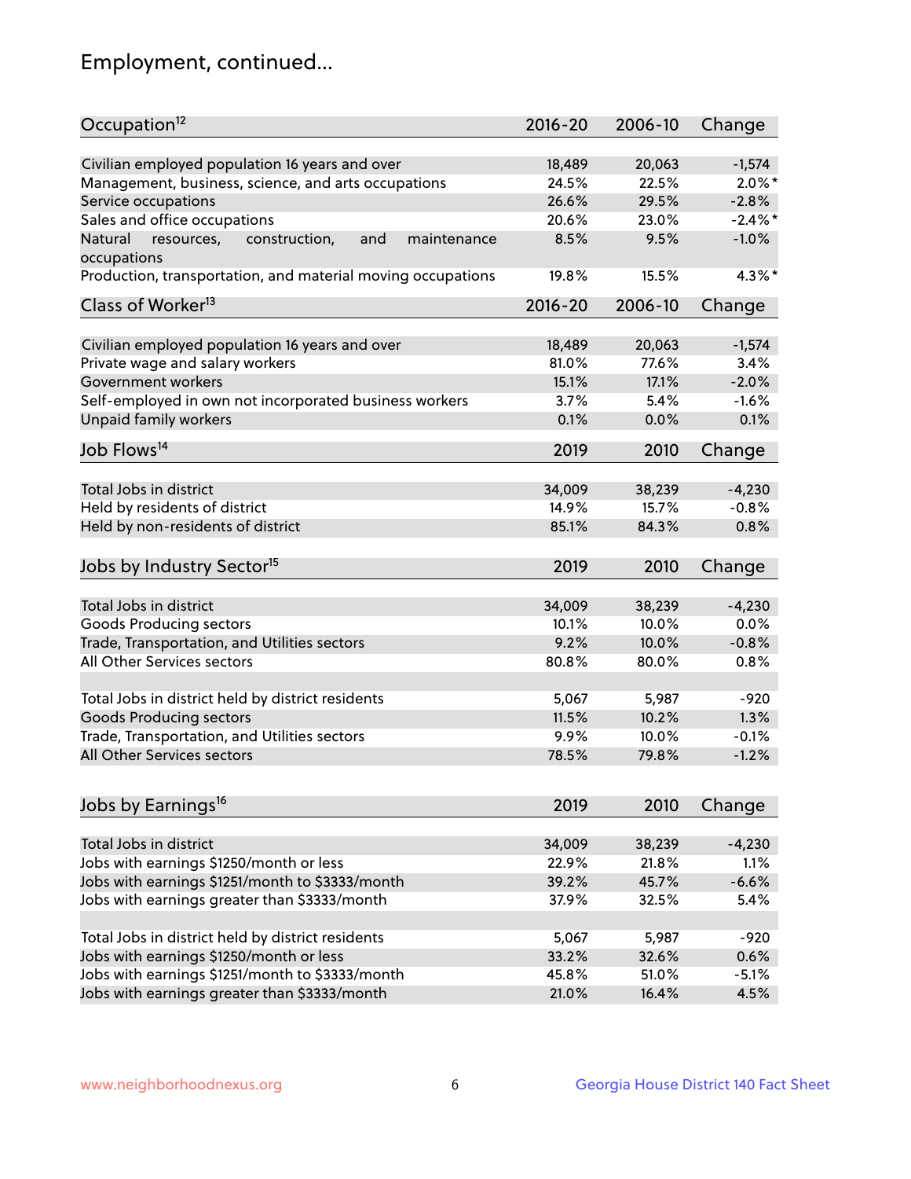# Employment, continued...

| Occupation[12] | 2016-20 | 2006-10 | Change |
|---|---|---|---|
| Civilian employed population 16 years and over | 18,489 | 20,063 | -1,574 |
| Management, business, science, and arts occupations | 24.5% | 22.5% | 2.0%* |
| Service occupations | 26.6% | 29.5% | -2.8% |
| Sales and office occupations | 20.6% | 23.0% | -2.4%* |
| Natural resources, construction, and maintenance occupations | 8.5% | 9.5% | -1.0% |
| Production, transportation, and material moving occupations | 19.8% | 15.5% | 4.3%* |

| Class of Worker[13] | 2016-20 | 2006-10 | Change |
|---|---|---|---|
| Civilian employed population 16 years and over | 18,489 | 20,063 | -1,574 |
| Private wage and salary workers | 81.0% | 77.6% | 3.4% |
| Government workers | 15.1% | 17.1% | -2.0% |
| Self-employed in own not incorporated business workers | 3.7% | 5.4% | -1.6% |
| Unpaid family workers | 0.1% | 0.0% | 0.1% |

| Job Flows[14] | 2019 | 2010 | Change |
|---|---|---|---|
| Total Jobs in district | 34,009 | 38,239 | -4,230 |
| Held by residents of district | 14.9% | 15.7% | -0.8% |
| Held by non-residents of district | 85.1% | 84.3% | 0.8% |

| Jobs by Industry Sector[15] | 2019 | 2010 | Change |
|---|---|---|---|
| Total Jobs in district | 34,009 | 38,239 | -4,230 |
| Goods Producing sectors | 10.1% | 10.0% | 0.0% |
| Trade, Transportation, and Utilities sectors | 9.2% | 10.0% | -0.8% |
| All Other Services sectors | 80.8% | 80.0% | 0.8% |
| | | | |
| Total Jobs in district held by district residents | 5,067 | 5,987 | -920 |
| Goods Producing sectors | 11.5% | 10.2% | 1.3% |
| Trade, Transportation, and Utilities sectors | 9.9% | 10.0% | -0.1% |
| All Other Services sectors | 78.5% | 79.8% | -1.2% |

| Jobs by Earnings[16] | 2019 | 2010 | Change |
|---|---|---|---|
| Total Jobs in district | 34,009 | 38,239 | -4,230 |
| Jobs with earnings $1250/month or less | 22.9% | 21.8% | 1.1% |
| Jobs with earnings $1251/month to $3333/month | 39.2% | 45.7% | -6.6% |
| Jobs with earnings greater than $3333/month | 37.9% | 32.5% | 5.4% |
| | | | |
| Total Jobs in district held by district residents | 5,067 | 5,987 | -920 |
| Jobs with earnings $1250/month or less | 33.2% | 32.6% | 0.6% |
| Jobs with earnings $1251/month to $3333/month | 45.8% | 51.0% | -5.1% |
| Jobs with earnings greater than $3333/month | 21.0% | 16.4% | 4.5% |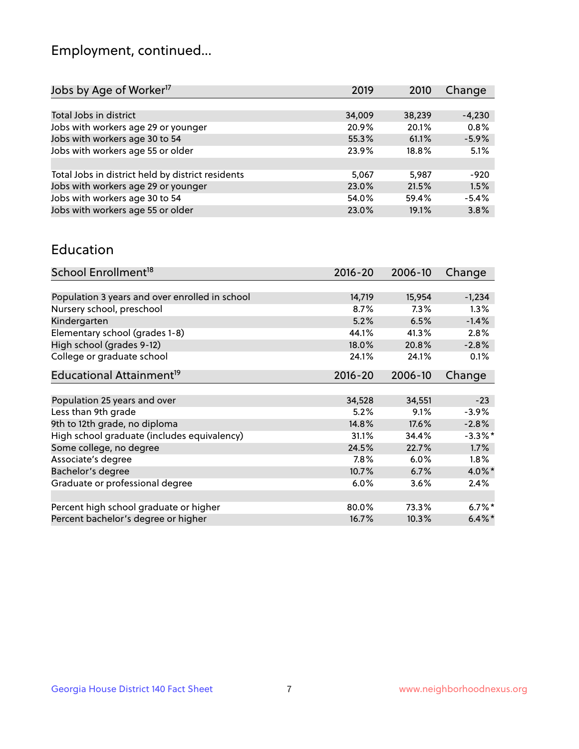# Employment, continued...

| Jobs by Age of Worker[17] | 2019 | 2010 | Change |
|---|---|---|---|
| Total Jobs in district | 34,009 | 38,239 | -4,230 |
| Jobs with workers age 29 or younger | 20.9% | 20.1% | 0.8% |
| Jobs with workers age 30 to 54 | 55.3% | 61.1% | -5.9% |
| Jobs with workers age 55 or older | 23.9% | 18.8% | 5.1% |
| | | | |
| Total Jobs in district held by district residents | 5,067 | 5,987 | -920 |
| Jobs with workers age 29 or younger | 23.0% | 21.5% | 1.5% |
| Jobs with workers age 30 to 54 | 54.0% | 59.4% | -5.4% |
| Jobs with workers age 55 or older | 23.0% | 19.1% | 3.8% |

## Education

| School Enrollment[18] | 2016-20 | 2006-10 | Change |
|---|---|---|---|
| Population 3 years and over enrolled in school | 14,719 | 15,954 | -1,234 |
| Nursery school, preschool | 8.7% | 7.3% | 1.3% |
| Kindergarten | 5.2% | 6.5% | -1.4% |
| Elementary school (grades 1-8) | 44.1% | 41.3% | 2.8% |
| High school (grades 9-12) | 18.0% | 20.8% | -2.8% |
| College or graduate school | 24.1% | 24.1% | 0.1% |

| Educational Attainment[19] | 2016-20 | 2006-10 | Change |
|---|---|---|---|
| Population 25 years and over | 34,528 | 34,551 | -23 |
| Less than 9th grade | 5.2% | 9.1% | -3.9% |
| 9th to 12th grade, no diploma | 14.8% | 17.6% | -2.8% |
| High school graduate (includes equivalency) | 31.1% | 34.4% | -3.3%* |
| Some college, no degree | 24.5% | 22.7% | 1.7% |
| Associate's degree | 7.8% | 6.0% | 1.8% |
| Bachelor's degree | 10.7% | 6.7% | 4.0%* |
| Graduate or professional degree | 6.0% | 3.6% | 2.4% |
| | | | |
| Percent high school graduate or higher | 80.0% | 73.3% | 6.7%* |
| Percent bachelor's degree or higher | 16.7% | 10.3% | 6.4%* |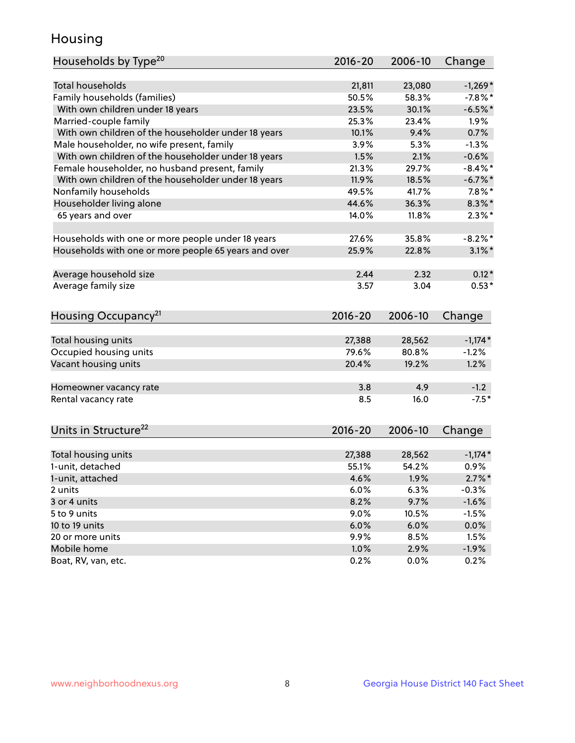# Housing

| Households by Type[20] | 2016-20 | 2006-10 | Change |
|---|---|---|---|
| Total households | 21,811 | 23,080 | -1,269* |
| Family households (families) | 50.5% | 58.3% | -7.8%* |
| With own children under 18 years | 23.5% | 30.1% | -6.5%* |
| Married-couple family | 25.3% | 23.4% | 1.9% |
| With own children of the householder under 18 years | 10.1% | 9.4% | 0.7% |
| Male householder, no wife present, family | 3.9% | 5.3% | -1.3% |
| With own children of the householder under 18 years | 1.5% | 2.1% | -0.6% |
| Female householder, no husband present, family | 21.3% | 29.7% | -8.4%* |
| With own children of the householder under 18 years | 11.9% | 18.5% | -6.7%* |
| Nonfamily households | 49.5% | 41.7% | 7.8%* |
| Householder living alone | 44.6% | 36.3% | 8.3%* |
| 65 years and over | 14.0% | 11.8% | 2.3%* |
| Households with one or more people under 18 years | 27.6% | 35.8% | -8.2%* |
| Households with one or more people 65 years and over | 25.9% | 22.8% | 3.1%* |
| Average household size | 2.44 | 2.32 | 0.12* |
| Average family size | 3.57 | 3.04 | 0.53* |

| Housing Occupancy[21] | 2016-20 | 2006-10 | Change |
|---|---|---|---|
| Total housing units | 27,388 | 28,562 | -1,174* |
| Occupied housing units | 79.6% | 80.8% | -1.2% |
| Vacant housing units | 20.4% | 19.2% | 1.2% |
| Homeowner vacancy rate | 3.8 | 4.9 | -1.2 |
| Rental vacancy rate | 8.5 | 16.0 | -7.5* |

| Units in Structure[22] | 2016-20 | 2006-10 | Change |
|---|---|---|---|
| Total housing units | 27,388 | 28,562 | -1,174* |
| 1-unit, detached | 55.1% | 54.2% | 0.9% |
| 1-unit, attached | 4.6% | 1.9% | 2.7%* |
| 2 units | 6.0% | 6.3% | -0.3% |
| 3 or 4 units | 8.2% | 9.7% | -1.6% |
| 5 to 9 units | 9.0% | 10.5% | -1.5% |
| 10 to 19 units | 6.0% | 6.0% | 0.0% |
| 20 or more units | 9.9% | 8.5% | 1.5% |
| Mobile home | 1.0% | 2.9% | -1.9% |
| Boat, RV, van, etc. | 0.2% | 0.0% | 0.2% |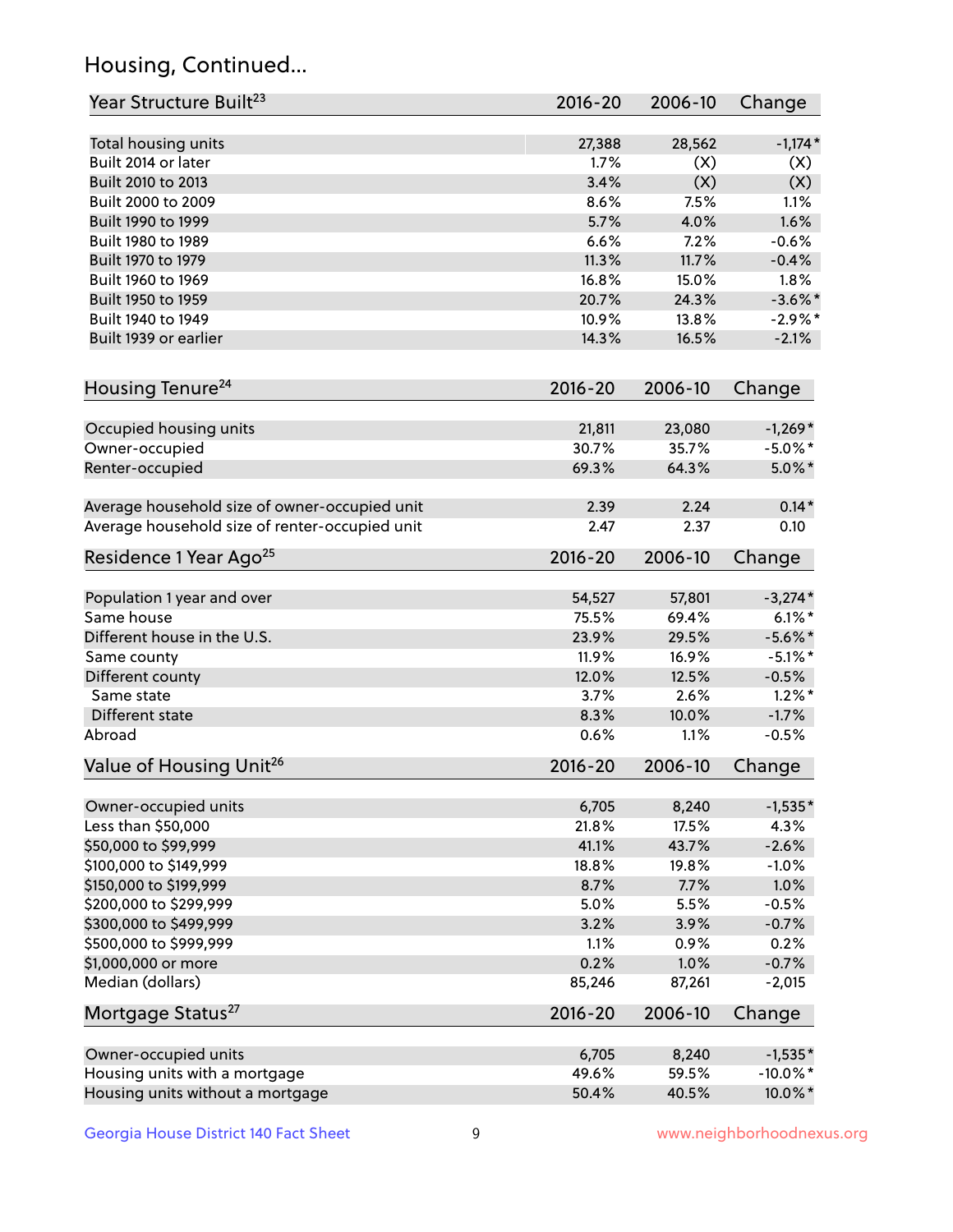## Housing, Continued...

| Year Structure Built[23] | 2016-20 | 2006-10 | Change |
|---|---|---|---|
| Total housing units | 27,388 | 28,562 | -1,174* |
| Built 2014 or later | 1.7% | (X) | (X) |
| Built 2010 to 2013 | 3.4% | (X) | (X) |
| Built 2000 to 2009 | 8.6% | 7.5% | 1.1% |
| Built 1990 to 1999 | 5.7% | 4.0% | 1.6% |
| Built 1980 to 1989 | 6.6% | 7.2% | -0.6% |
| Built 1970 to 1979 | 11.3% | 11.7% | -0.4% |
| Built 1960 to 1969 | 16.8% | 15.0% | 1.8% |
| Built 1950 to 1959 | 20.7% | 24.3% | -3.6%* |
| Built 1940 to 1949 | 10.9% | 13.8% | -2.9%* |
| Built 1939 or earlier | 14.3% | 16.5% | -2.1% |

| Housing Tenure[24] | 2016-20 | 2006-10 | Change |
|---|---|---|---|
| Occupied housing units | 21,811 | 23,080 | -1,269* |
| Owner-occupied | 30.7% | 35.7% | -5.0%* |
| Renter-occupied | 69.3% | 64.3% | 5.0%* |
| Average household size of owner-occupied unit | 2.39 | 2.24 | 0.14* |
| Average household size of renter-occupied unit | 2.47 | 2.37 | 0.10 |

| Residence 1 Year Ago[25] | 2016-20 | 2006-10 | Change |
|---|---|---|---|
| Population 1 year and over | 54,527 | 57,801 | -3,274* |
| Same house | 75.5% | 69.4% | 6.1%* |
| Different house in the U.S. | 23.9% | 29.5% | -5.6%* |
| Same county | 11.9% | 16.9% | -5.1%* |
| Different county | 12.0% | 12.5% | -0.5% |
| Same state | 3.7% | 2.6% | 1.2%* |
| Different state | 8.3% | 10.0% | -1.7% |
| Abroad | 0.6% | 1.1% | -0.5% |

| Value of Housing Unit[26] | 2016-20 | 2006-10 | Change |
|---|---|---|---|
| Owner-occupied units | 6,705 | 8,240 | -1,535* |
| Less than $50,000 | 21.8% | 17.5% | 4.3% |
| $50,000 to $99,999 | 41.1% | 43.7% | -2.6% |
| $100,000 to $149,999 | 18.8% | 19.8% | -1.0% |
| $150,000 to $199,999 | 8.7% | 7.7% | 1.0% |
| $200,000 to $299,999 | 5.0% | 5.5% | -0.5% |
| $300,000 to $499,999 | 3.2% | 3.9% | -0.7% |
| $500,000 to $999,999 | 1.1% | 0.9% | 0.2% |
| $1,000,000 or more | 0.2% | 1.0% | -0.7% |
| Median (dollars) | 85,246 | 87,261 | -2,015 |

| Mortgage Status[27] | 2016-20 | 2006-10 | Change |
|---|---|---|---|
| Owner-occupied units | 6,705 | 8,240 | -1,535* |
| Housing units with a mortgage | 49.6% | 59.5% | -10.0%* |
| Housing units without a mortgage | 50.4% | 40.5% | 10.0%* |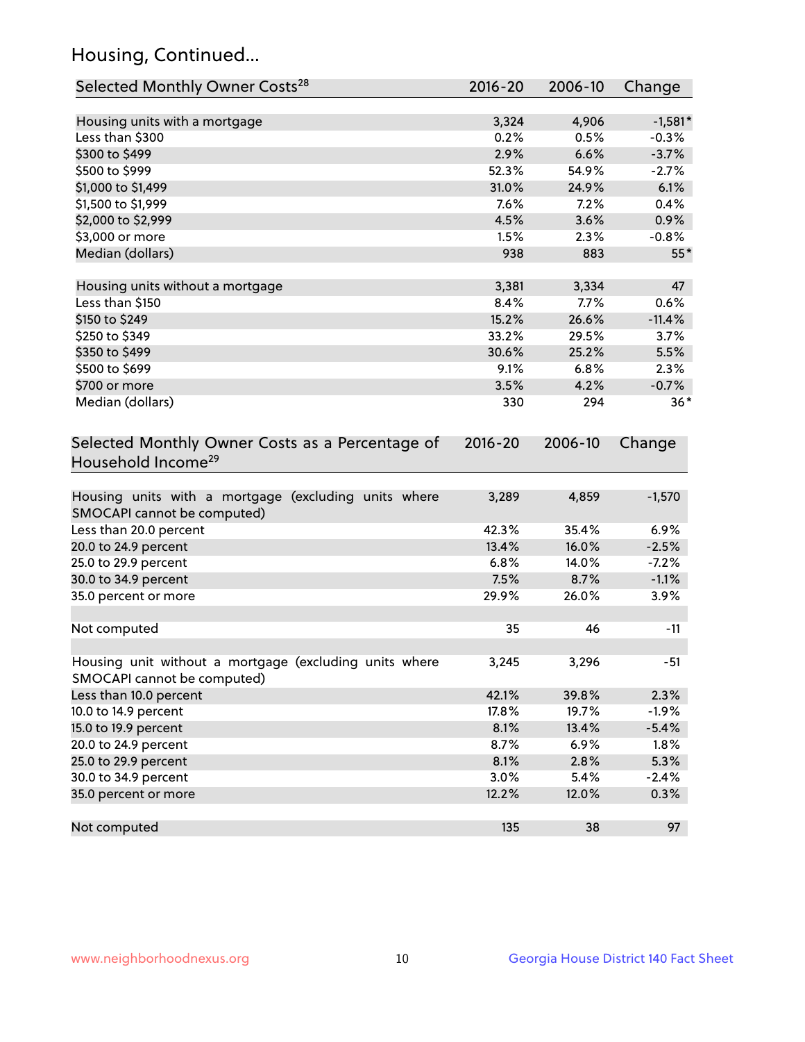## Housing, Continued...

| Selected Monthly Owner Costs[28] | 2016-20 | 2006-10 | Change |
|---|---|---|---|
| Housing units with a mortgage | 3,324 | 4,906 | -1,581* |
| Less than $300 | 0.2% | 0.5% | -0.3% |
| $300 to $499 | 2.9% | 6.6% | -3.7% |
| $500 to $999 | 52.3% | 54.9% | -2.7% |
| $1,000 to $1,499 | 31.0% | 24.9% | 6.1% |
| $1,500 to $1,999 | 7.6% | 7.2% | 0.4% |
| $2,000 to $2,999 | 4.5% | 3.6% | 0.9% |
| $3,000 or more | 1.5% | 2.3% | -0.8% |
| Median (dollars) | 938 | 883 | 55* |
| Housing units without a mortgage | 3,381 | 3,334 | 47 |
| Less than $150 | 8.4% | 7.7% | 0.6% |
| $150 to $249 | 15.2% | 26.6% | -11.4% |
| $250 to $349 | 33.2% | 29.5% | 3.7% |
| $350 to $499 | 30.6% | 25.2% | 5.5% |
| $500 to $699 | 9.1% | 6.8% | 2.3% |
| $700 or more | 3.5% | 4.2% | -0.7% |
| Median (dollars) | 330 | 294 | 36* |

| Selected Monthly Owner Costs as a Percentage of Household Income[29] | 2016-20 | 2006-10 | Change |
|---|---|---|---|
| Housing units with a mortgage (excluding units where SMOCAPI cannot be computed) | 3,289 | 4,859 | -1,570 |
| Less than 20.0 percent | 42.3% | 35.4% | 6.9% |
| 20.0 to 24.9 percent | 13.4% | 16.0% | -2.5% |
| 25.0 to 29.9 percent | 6.8% | 14.0% | -7.2% |
| 30.0 to 34.9 percent | 7.5% | 8.7% | -1.1% |
| 35.0 percent or more | 29.9% | 26.0% | 3.9% |
| Not computed | 35 | 46 | -11 |
| Housing unit without a mortgage (excluding units where SMOCAPI cannot be computed) | 3,245 | 3,296 | -51 |
| Less than 10.0 percent | 42.1% | 39.8% | 2.3% |
| 10.0 to 14.9 percent | 17.8% | 19.7% | -1.9% |
| 15.0 to 19.9 percent | 8.1% | 13.4% | -5.4% |
| 20.0 to 24.9 percent | 8.7% | 6.9% | 1.8% |
| 25.0 to 29.9 percent | 8.1% | 2.8% | 5.3% |
| 30.0 to 34.9 percent | 3.0% | 5.4% | -2.4% |
| 35.0 percent or more | 12.2% | 12.0% | 0.3% |
| Not computed | 135 | 38 | 97 |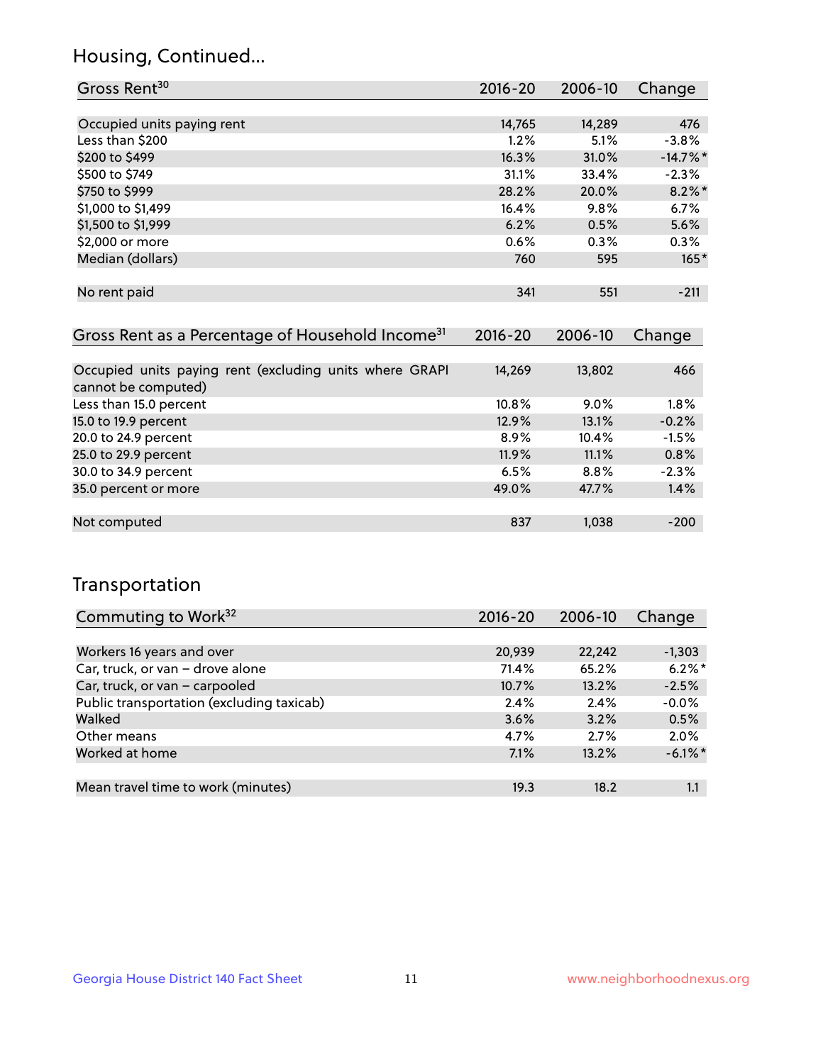## Housing, Continued...

| Gross Rent[30] | 2016-20 | 2006-10 | Change |
|---|---|---|---|
| Occupied units paying rent | 14,765 | 14,289 | 476 |
| Less than $200 | 1.2% | 5.1% | -3.8% |
| $200 to $499 | 16.3% | 31.0% | -14.7%* |
| $500 to $749 | 31.1% | 33.4% | -2.3% |
| $750 to $999 | 28.2% | 20.0% | 8.2%* |
| $1,000 to $1,499 | 16.4% | 9.8% | 6.7% |
| $1,500 to $1,999 | 6.2% | 0.5% | 5.6% |
| $2,000 or more | 0.6% | 0.3% | 0.3% |
| Median (dollars) | 760 | 595 | 165* |
| No rent paid | 341 | 551 | -211 |

| Gross Rent as a Percentage of Household Income[31] | 2016-20 | 2006-10 | Change |
|---|---|---|---|
| Occupied units paying rent (excluding units where GRAPI cannot be computed) | 14,269 | 13,802 | 466 |
| Less than 15.0 percent | 10.8% | 9.0% | 1.8% |
| 15.0 to 19.9 percent | 12.9% | 13.1% | -0.2% |
| 20.0 to 24.9 percent | 8.9% | 10.4% | -1.5% |
| 25.0 to 29.9 percent | 11.9% | 11.1% | 0.8% |
| 30.0 to 34.9 percent | 6.5% | 8.8% | -2.3% |
| 35.0 percent or more | 49.0% | 47.7% | 1.4% |
| Not computed | 837 | 1,038 | -200 |

## Transportation

| Commuting to Work[32] | 2016-20 | 2006-10 | Change |
|---|---|---|---|
| Workers 16 years and over | 20,939 | 22,242 | -1,303 |
| Car, truck, or van – drove alone | 71.4% | 65.2% | 6.2%* |
| Car, truck, or van – carpooled | 10.7% | 13.2% | -2.5% |
| Public transportation (excluding taxicab) | 2.4% | 2.4% | -0.0% |
| Walked | 3.6% | 3.2% | 0.5% |
| Other means | 4.7% | 2.7% | 2.0% |
| Worked at home | 7.1% | 13.2% | -6.1%* |
| Mean travel time to work (minutes) | 19.3 | 18.2 | 1.1 |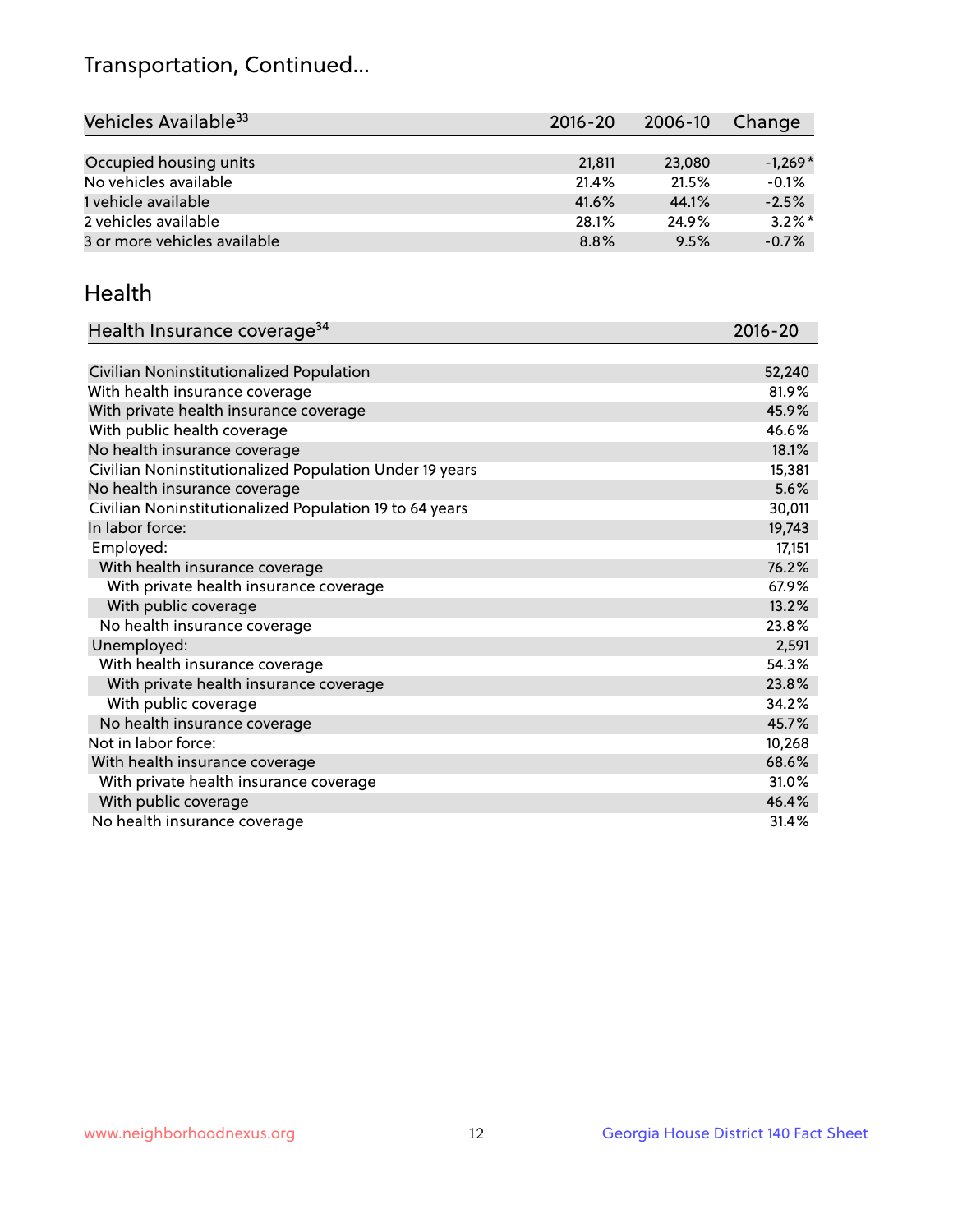## Transportation, Continued...

| Vehicles Available[33] | 2016-20 | 2006-10 | Change |
|---|---|---|---|
| Occupied housing units | 21,811 | 23,080 | -1,269* |
| No vehicles available | 21.4% | 21.5% | -0.1% |
| 1 vehicle available | 41.6% | 44.1% | -2.5% |
| 2 vehicles available | 28.1% | 24.9% | 3.2%* |
| 3 or more vehicles available | 8.8% | 9.5% | -0.7% |

## Health

| Health Insurance coverage[34] | 2016-20 |
|---|---|
| Civilian Noninstitutionalized Population | 52,240 |
| With health insurance coverage | 81.9% |
| With private health insurance coverage | 45.9% |
| With public health coverage | 46.6% |
| No health insurance coverage | 18.1% |
| Civilian Noninstitutionalized Population Under 19 years | 15,381 |
| No health insurance coverage | 5.6% |
| Civilian Noninstitutionalized Population 19 to 64 years | 30,011 |
| In labor force: | 19,743 |
| Employed: | 17,151 |
| With health insurance coverage | 76.2% |
| With private health insurance coverage | 67.9% |
| With public coverage | 13.2% |
| No health insurance coverage | 23.8% |
| Unemployed: | 2,591 |
| With health insurance coverage | 54.3% |
| With private health insurance coverage | 23.8% |
| With public coverage | 34.2% |
| No health insurance coverage | 45.7% |
| Not in labor force: | 10,268 |
| With health insurance coverage | 68.6% |
| With private health insurance coverage | 31.0% |
| With public coverage | 46.4% |
| No health insurance coverage | 31.4% |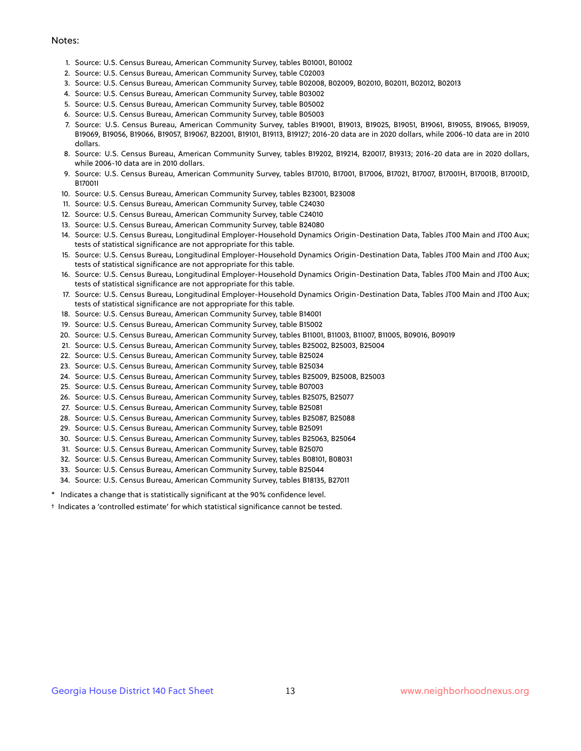Notes:

1. Source: U.S. Census Bureau, American Community Survey, tables B01001, B01002
2. Source: U.S. Census Bureau, American Community Survey, table C02003
3. Source: U.S. Census Bureau, American Community Survey, table B02008, B02009, B02010, B02011, B02012, B02013
4. Source: U.S. Census Bureau, American Community Survey, table B03002
5. Source: U.S. Census Bureau, American Community Survey, table B05002
6. Source: U.S. Census Bureau, American Community Survey, table B05003
7. Source: U.S. Census Bureau, American Community Survey, tables B19001, B19013, B19025, B19051, B19061, B19055, B19065, B19059, B19069, B19056, B19066, B19057, B19067, B22001, B19101, B19113, B19127; 2016-20 data are in 2020 dollars, while 2006-10 data are in 2010 dollars.
8. Source: U.S. Census Bureau, American Community Survey, tables B19202, B19214, B20017, B19313; 2016-20 data are in 2020 dollars, while 2006-10 data are in 2010 dollars.
9. Source: U.S. Census Bureau, American Community Survey, tables B17010, B17001, B17006, B17021, B17007, B17001H, B17001B, B17001D, B17001I
10. Source: U.S. Census Bureau, American Community Survey, tables B23001, B23008
11. Source: U.S. Census Bureau, American Community Survey, table C24030
12. Source: U.S. Census Bureau, American Community Survey, table C24010
13. Source: U.S. Census Bureau, American Community Survey, table B24080
14. Source: U.S. Census Bureau, Longitudinal Employer-Household Dynamics Origin-Destination Data, Tables JT00 Main and JT00 Aux; tests of statistical significance are not appropriate for this table.
15. Source: U.S. Census Bureau, Longitudinal Employer-Household Dynamics Origin-Destination Data, Tables JT00 Main and JT00 Aux; tests of statistical significance are not appropriate for this table.
16. Source: U.S. Census Bureau, Longitudinal Employer-Household Dynamics Origin-Destination Data, Tables JT00 Main and JT00 Aux; tests of statistical significance are not appropriate for this table.
17. Source: U.S. Census Bureau, Longitudinal Employer-Household Dynamics Origin-Destination Data, Tables JT00 Main and JT00 Aux; tests of statistical significance are not appropriate for this table.
18. Source: U.S. Census Bureau, American Community Survey, table B14001
19. Source: U.S. Census Bureau, American Community Survey, table B15002
20. Source: U.S. Census Bureau, American Community Survey, tables B11001, B11003, B11007, B11005, B09016, B09019
21. Source: U.S. Census Bureau, American Community Survey, tables B25002, B25003, B25004
22. Source: U.S. Census Bureau, American Community Survey, table B25024
23. Source: U.S. Census Bureau, American Community Survey, table B25034
24. Source: U.S. Census Bureau, American Community Survey, tables B25009, B25008, B25003
25. Source: U.S. Census Bureau, American Community Survey, table B07003
26. Source: U.S. Census Bureau, American Community Survey, tables B25075, B25077
27. Source: U.S. Census Bureau, American Community Survey, table B25081
28. Source: U.S. Census Bureau, American Community Survey, tables B25087, B25088
29. Source: U.S. Census Bureau, American Community Survey, table B25091
30. Source: U.S. Census Bureau, American Community Survey, tables B25063, B25064
31. Source: U.S. Census Bureau, American Community Survey, table B25070
32. Source: U.S. Census Bureau, American Community Survey, tables B08101, B08031
33. Source: U.S. Census Bureau, American Community Survey, table B25044
34. Source: U.S. Census Bureau, American Community Survey, tables B18135, B27011

\* Indicates a change that is statistically significant at the 90% confidence level.

† Indicates a 'controlled estimate' for which statistical significance cannot be tested.